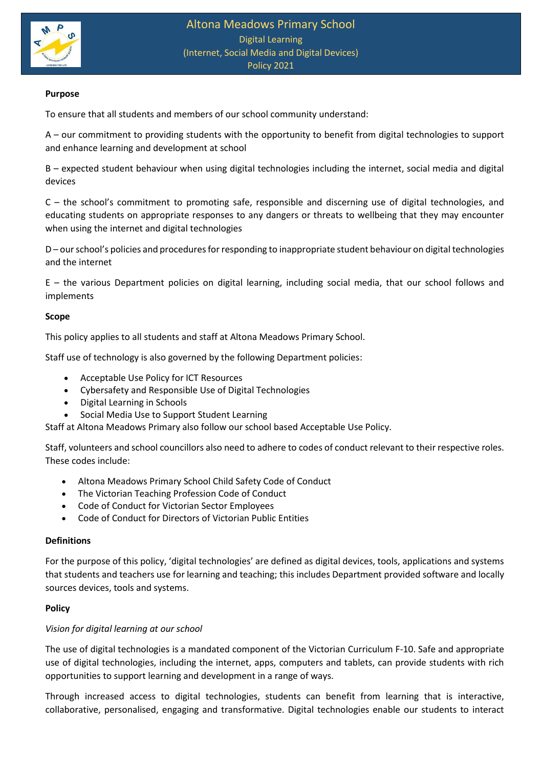# Altona Meadows Primary School

## Digital Learning
## (Internet, Social Media and Digital Devices)
## Policy 2021

**Purpose**

To ensure that all students and members of our school community understand:

A – our commitment to providing students with the opportunity to benefit from digital technologies to support and enhance learning and development at school

B – expected student behaviour when using digital technologies including the internet, social media and digital devices

C – the school's commitment to promoting safe, responsible and discerning use of digital technologies, and educating students on appropriate responses to any dangers or threats to wellbeing that they may encounter when using the internet and digital technologies

D – our school's policies and procedures for responding to inappropriate student behaviour on digital technologies and the internet

E – the various Department policies on digital learning, including social media, that our school follows and implements

**Scope**

This policy applies to all students and staff at Altona Meadows Primary School.

Staff use of technology is also governed by the following Department policies:

- Acceptable Use Policy for ICT Resources
- Cybersafety and Responsible Use of Digital Technologies
- Digital Learning in Schools
- Social Media Use to Support Student Learning

Staff at Altona Meadows Primary also follow our school based Acceptable Use Policy.

Staff, volunteers and school councillors also need to adhere to codes of conduct relevant to their respective roles. These codes include:

- Altona Meadows Primary School Child Safety Code of Conduct
- The Victorian Teaching Profession Code of Conduct
- Code of Conduct for Victorian Sector Employees
- Code of Conduct for Directors of Victorian Public Entities

**Definitions**

For the purpose of this policy, 'digital technologies' are defined as digital devices, tools, applications and systems that students and teachers use for learning and teaching; this includes Department provided software and locally sources devices, tools and systems.

**Policy**

*Vision for digital learning at our school*

The use of digital technologies is a mandated component of the Victorian Curriculum F-10. Safe and appropriate use of digital technologies, including the internet, apps, computers and tablets, can provide students with rich opportunities to support learning and development in a range of ways.

Through increased access to digital technologies, students can benefit from learning that is interactive, collaborative, personalised, engaging and transformative. Digital technologies enable our students to interact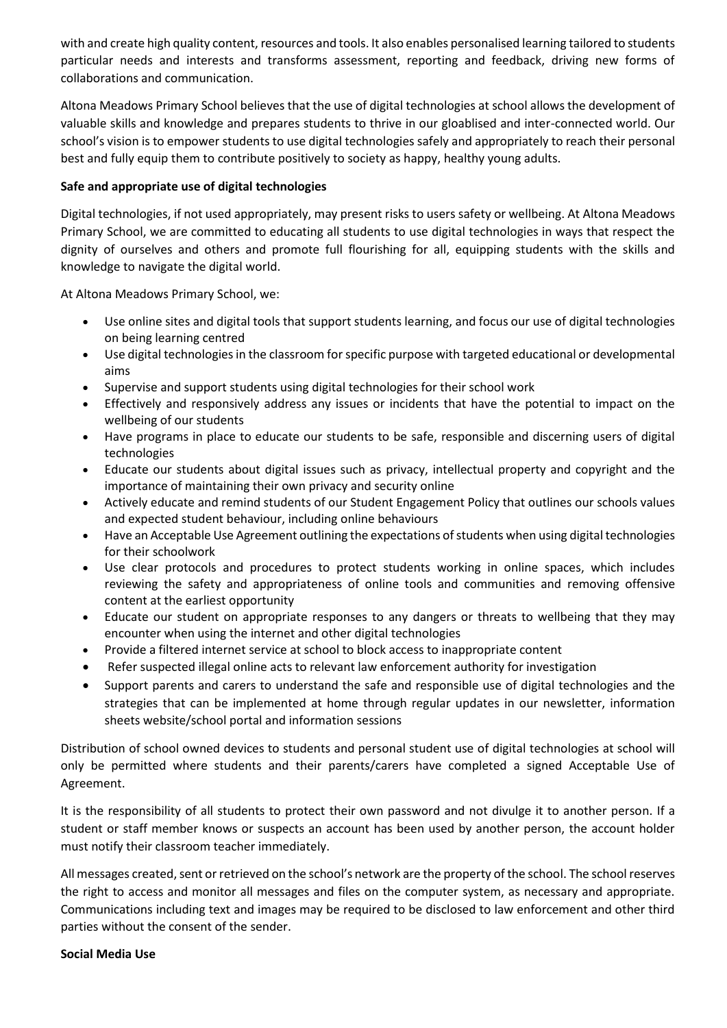with and create high quality content, resources and tools. It also enables personalised learning tailored to students particular needs and interests and transforms assessment, reporting and feedback, driving new forms of collaborations and communication.

Altona Meadows Primary School believes that the use of digital technologies at school allows the development of valuable skills and knowledge and prepares students to thrive in our gloablised and inter-connected world. Our school's vision is to empower students to use digital technologies safely and appropriately to reach their personal best and fully equip them to contribute positively to society as happy, healthy young adults.

**Safe and appropriate use of digital technologies**

Digital technologies, if not used appropriately, may present risks to users safety or wellbeing. At Altona Meadows Primary School, we are committed to educating all students to use digital technologies in ways that respect the dignity of ourselves and others and promote full flourishing for all, equipping students with the skills and knowledge to navigate the digital world.

At Altona Meadows Primary School, we:

- Use online sites and digital tools that support students learning, and focus our use of digital technologies on being learning centred
- Use digital technologies in the classroom for specific purpose with targeted educational or developmental aims
- Supervise and support students using digital technologies for their school work
- Effectively and responsively address any issues or incidents that have the potential to impact on the wellbeing of our students
- Have programs in place to educate our students to be safe, responsible and discerning users of digital technologies
- Educate our students about digital issues such as privacy, intellectual property and copyright and the importance of maintaining their own privacy and security online
- Actively educate and remind students of our Student Engagement Policy that outlines our schools values and expected student behaviour, including online behaviours
- Have an Acceptable Use Agreement outlining the expectations of students when using digital technologies for their schoolwork
- Use clear protocols and procedures to protect students working in online spaces, which includes reviewing the safety and appropriateness of online tools and communities and removing offensive content at the earliest opportunity
- Educate our student on appropriate responses to any dangers or threats to wellbeing that they may encounter when using the internet and other digital technologies
- Provide a filtered internet service at school to block access to inappropriate content
- Refer suspected illegal online acts to relevant law enforcement authority for investigation
- Support parents and carers to understand the safe and responsible use of digital technologies and the strategies that can be implemented at home through regular updates in our newsletter, information sheets website/school portal and information sessions

Distribution of school owned devices to students and personal student use of digital technologies at school will only be permitted where students and their parents/carers have completed a signed Acceptable Use of Agreement.

It is the responsibility of all students to protect their own password and not divulge it to another person. If a student or staff member knows or suspects an account has been used by another person, the account holder must notify their classroom teacher immediately.

All messages created, sent or retrieved on the school's network are the property of the school. The school reserves the right to access and monitor all messages and files on the computer system, as necessary and appropriate. Communications including text and images may be required to be disclosed to law enforcement and other third parties without the consent of the sender.

**Social Media Use**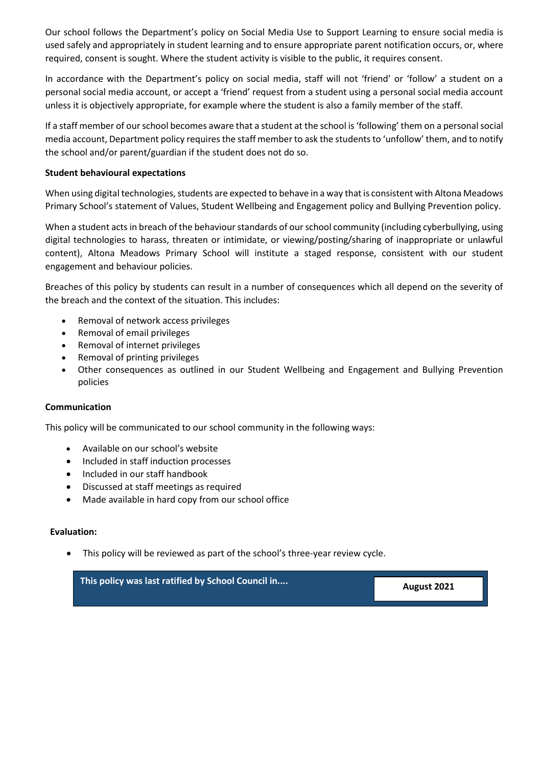Our school follows the Department's policy on Social Media Use to Support Learning to ensure social media is used safely and appropriately in student learning and to ensure appropriate parent notification occurs, or, where required, consent is sought. Where the student activity is visible to the public, it requires consent.

In accordance with the Department's policy on social media, staff will not 'friend' or 'follow' a student on a personal social media account, or accept a 'friend' request from a student using a personal social media account unless it is objectively appropriate, for example where the student is also a family member of the staff.

If a staff member of our school becomes aware that a student at the school is 'following' them on a personal social media account, Department policy requires the staff member to ask the students to 'unfollow' them, and to notify the school and/or parent/guardian if the student does not do so.

**Student behavioural expectations**

When using digital technologies, students are expected to behave in a way that is consistent with Altona Meadows Primary School's statement of Values, Student Wellbeing and Engagement policy and Bullying Prevention policy.

When a student acts in breach of the behaviour standards of our school community (including cyberbullying, using digital technologies to harass, threaten or intimidate, or viewing/posting/sharing of inappropriate or unlawful content), Altona Meadows Primary School will institute a staged response, consistent with our student engagement and behaviour policies.

Breaches of this policy by students can result in a number of consequences which all depend on the severity of the breach and the context of the situation. This includes:

- Removal of network access privileges
- Removal of email privileges
- Removal of internet privileges
- Removal of printing privileges
- Other consequences as outlined in our Student Wellbeing and Engagement and Bullying Prevention policies

**Communication**

This policy will be communicated to our school community in the following ways:

- Available on our school's website
- Included in staff induction processes
- Included in our staff handbook
- Discussed at staff meetings as required
- Made available in hard copy from our school office

**Evaluation:**

- This policy will be reviewed as part of the school's three-year review cycle.

| | |
|---|---|
| **This policy was last ratified by School Council in....** | **August 2021** |